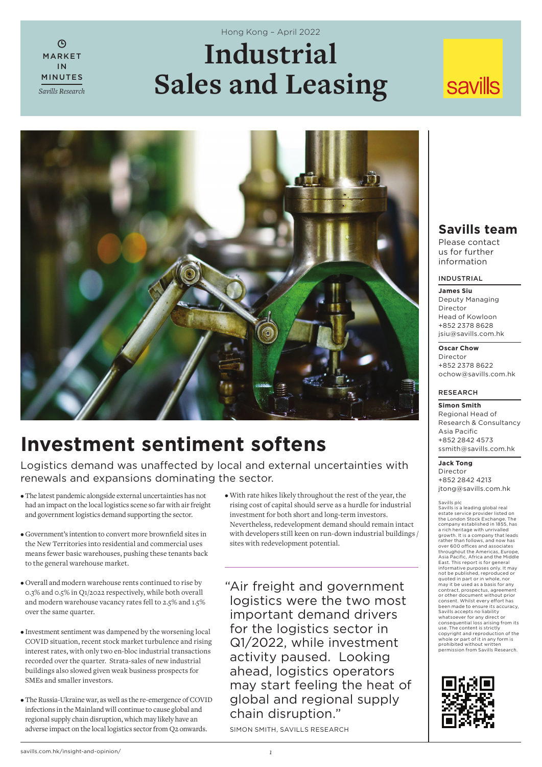MARKET IN MINUTES
*Savills Research*

Hong Kong – April 2022

# Industrial Sales and Leasing

savills

## Investment sentiment softens

Logistics demand was unaffected by local and external uncertainties with renewals and expansions dominating the sector.

- The latest pandemic alongside external uncertainties has not had an impact on the local logistics scene so far with air freight and government logistics demand supporting the sector.
- Government's intention to convert more brownfield sites in the New Territories into residential and commercial uses means fewer basic warehouses, pushing these tenants back to the general warehouse market.
- Overall and modern warehouse rents continued to rise by 0.3% and 0.5% in Q1/2022 respectively, while both overall and modern warehouse vacancy rates fell to 2.5% and 1.5% over the same quarter.
- Investment sentiment was dampened by the worsening local COVID situation, recent stock market turbulence and rising interest rates, with only two en-bloc industrial transactions recorded over the quarter. Strata-sales of new industrial buildings also slowed given weak business prospects for SMEs and smaller investors.
- The Russia-Ukraine war, as well as the re-emergence of COVID infections in the Mainland will continue to cause global and regional supply chain disruption, which may likely have an adverse impact on the local logistics sector from Q2 onwards.
- With rate hikes likely throughout the rest of the year, the rising cost of capital should serve as a hurdle for industrial investment for both short and long-term investors. Nevertheless, redevelopment demand should remain intact with developers still keen on run-down industrial buildings / sites with redevelopment potential.

> "Air freight and government logistics were the two most important demand drivers for the logistics sector in Q1/2022, while investment activity paused. Looking ahead, logistics operators may start feeling the heat of global and regional supply chain disruption."
>
> SIMON SMITH, SAVILLS RESEARCH

## Savills team

Please contact us for further information

**INDUSTRIAL**

**James Siu**
Deputy Managing Director
Head of Kowloon
+852 2378 8628
jsiu@savills.com.hk

**Oscar Chow**
Director
+852 2378 8622
ochow@savills.com.hk

**RESEARCH**

**Simon Smith**
Regional Head of Research & Consultancy Asia Pacific
+852 2842 4573
ssmith@savills.com.hk

**Jack Tong**
Director
+852 2842 4213
jtong@savills.com.hk

Savills plc
Savills is a leading global real estate service provider listed on the London Stock Exchange. The company established in 1855, has a rich heritage with unrivalled growth. It is a company that leads rather than follows, and now has over 600 offices and associates throughout the Americas, Europe, Asia Pacific, Africa and the Middle East. This report is for general informative purposes only. It may not be published, reproduced or quoted in part or in whole, nor may it be used as a basis for any contract, prospectus, agreement or other document without prior consent. Whilst every effort has been made to ensure its accuracy, Savills accepts no liability whatsoever for any direct or consequential loss arising from its use. The content is strictly copyright and reproduction of the whole or part of it in any form is prohibited without written permission from Savills Research.

savills.com.hk/insight-and-opinion/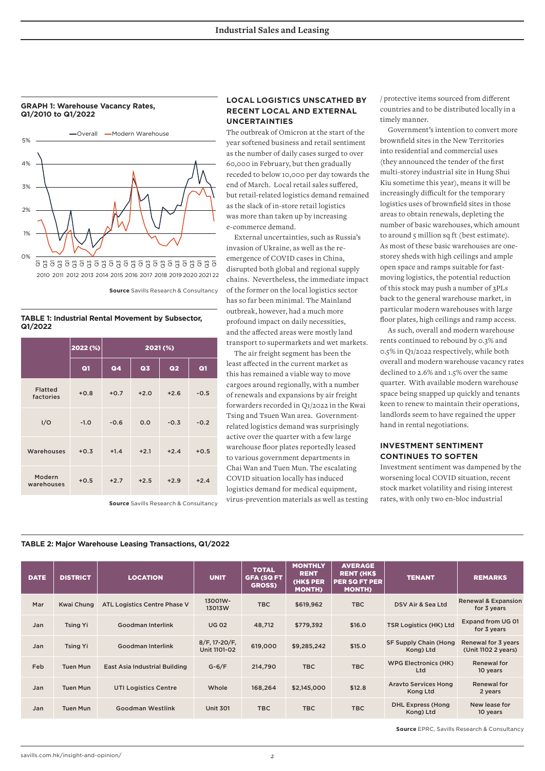### GRAPH 1: Warehouse Vacancy Rates, Q1/2010 to Q1/2022

Overall — Modern Warehouse

Source Savills Research & Consultancy

### TABLE 1: Industrial Rental Movement by Subsector, Q1/2022

| | 2022 (%) | 2021 (%) | | | |
|---|---|---|---|---|---|
| | Q1 | Q4 | Q3 | Q2 | Q1 |
| Flatted factories | +0.8 | +0.7 | +2.0 | +2.6 | -0.5 |
| I/O | -1.0 | -0.6 | 0.0 | -0.3 | -0.2 |
| Warehouses | +0.3 | +1.4 | +2.1 | +2.4 | +0.5 |
| Modern warehouses | +0.5 | +2.7 | +2.5 | +2.9 | +2.4 |

Source Savills Research & Consultancy

## LOCAL LOGISTICS UNSCATHED BY RECENT LOCAL AND EXTERNAL UNCERTAINTIES

The outbreak of Omicron at the start of the year softened business and retail sentiment as the number of daily cases surged to over 60,000 in February, but then gradually receded to below 10,000 per day towards the end of March. Local retail sales suffered, but retail-related logistics demand remained as the slack of in-store retail logistics was more than taken up by increasing e-commerce demand.

External uncertainties, such as Russia's invasion of Ukraine, as well as the re-emergence of COVID cases in China, disrupted both global and regional supply chains. Nevertheless, the immediate impact of the former on the local logistics sector has so far been minimal. The Mainland outbreak, however, had a much more profound impact on daily necessities, and the affected areas were mostly land transport to supermarkets and wet markets.

The air freight segment has been the least affected in the current market as this has remained a viable way to move cargoes around regionally, with a number of renewals and expansions by air freight forwarders recorded in Q1/2022 in the Kwai Tsing and Tsuen Wan area. Government-related logistics demand was surprisingly active over the quarter with a few large warehouse floor plates reportedly leased to various government departments in Chai Wan and Tuen Mun. The escalating COVID situation locally has induced logistics demand for medical equipment, virus-prevention materials as well as testing / protective items sourced from different countries and to be distributed locally in a timely manner.

Government's intention to convert more brownfield sites in the New Territories into residential and commercial uses (they announced the tender of the first multi-storey industrial site in Hung Shui Kiu sometime this year), means it will be increasingly difficult for the temporary logistics uses of brownfield sites in those areas to obtain renewals, depleting the number of basic warehouses, which amount to around 5 million sq ft (best estimate). As most of these basic warehouses are one-storey sheds with high ceilings and ample open space and ramps suitable for fast-moving logistics, the potential reduction of this stock may push a number of 3PLs back to the general warehouse market, in particular modern warehouses with large floor plates, high ceilings and ramp access.

As such, overall and modern warehouse rents continued to rebound by 0.3% and 0.5% in Q1/2022 respectively, while both overall and modern warehouse vacancy rates declined to 2.6% and 1.5% over the same quarter. With available modern warehouse space being snapped up quickly and tenants keen to renew to maintain their operations, landlords seem to have regained the upper hand in rental negotiations.

## INVESTMENT SENTIMENT CONTINUES TO SOFTEN

Investment sentiment was dampened by the worsening local COVID situation, recent stock market volatility and rising interest rates, with only two en-bloc industrial

### TABLE 2: Major Warehouse Leasing Transactions, Q1/2022

| DATE | DISTRICT | LOCATION | UNIT | TOTAL GFA (SQ FT GROSS) | MONTHLY RENT (HK$ PER MONTH) | AVERAGE RENT (HK$ PER SQ FT PER MONTH) | TENANT | REMARKS |
|---|---|---|---|---|---|---|---|---|
| Mar | Kwai Chung | ATL Logistics Centre Phase V | 13001W-13013W | TBC | $619,962 | TBC | DSV Air & Sea Ltd | Renewal & Expansion for 3 years |
| Jan | Tsing Yi | Goodman Interlink | UG 02 | 48,712 | $779,392 | $16.0 | TSR Logistics (HK) Ltd | Expand from UG 01 for 3 years |
| Jan | Tsing Yi | Goodman Interlink | 8/F, 17-20/F, Unit 1101-02 | 619,000 | $9,285,242 | $15.0 | SF Supply Chain (Hong Kong) Ltd | Renewal for 3 years (Unit 1102 2 years) |
| Feb | Tuen Mun | East Asia Industrial Building | G-6/F | 214,790 | TBC | TBC | WPG Electronics (HK) Ltd | Renewal for 10 years |
| Jan | Tuen Mun | UTI Logistics Centre | Whole | 168,264 | $2,145,000 | $12.8 | Aravto Services Hong Kong Ltd | Renewal for 2 years |
| Jan | Tuen Mun | Goodman Westlink | Unit 301 | TBC | TBC | TBC | DHL Express (Hong Kong) Ltd | New lease for 10 years |

Source EPRC, Savills Research & Consultancy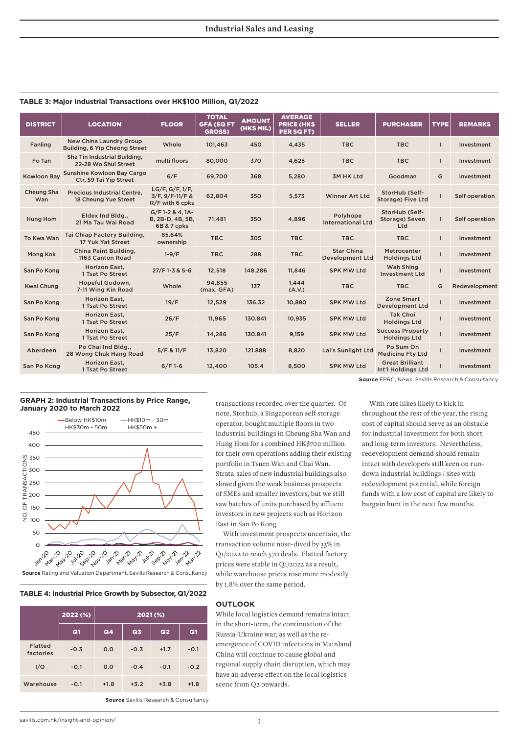**TABLE 3: Major Industrial Transactions over HK$100 Million, Q1/2022**

| DISTRICT | LOCATION | FLOOR | TOTAL GFA (SQ FT GROSS) | AMOUNT (HK$ MIL) | AVERAGE PRICE (HK$ PER SQ FT) | SELLER | PURCHASER | TYPE | REMARKS |
|---|---|---|---|---|---|---|---|---|---|
| Fanling | New China Laundry Group Building, 6 Yip Cheong Street | Whole | 101,463 | 450 | 4,435 | TBC | TBC | I | Investment |
| Fo Tan | Sha Tin Industrial Building, 22-28 Wo Shui Street | multi floors | 80,000 | 370 | 4,625 | TBC | TBC | I | Investment |
| Kowloon Bay | Sunshine Kowloon Bay Cargo Ctr, 59 Tai Yip Street | 6/F | 69,700 | 368 | 5,280 | 3M HK Ltd | Goodman | G | Investment |
| Cheung Sha Wan | Precious Industrial Centre, 18 Cheung Yue Street | LG/F, G/F, 1/F, 3/F, 9/F-11/F & R/F with 6 cpks | 62,804 | 350 | 5,573 | Winner Art Ltd | StorHub (Self-Storage) Five Ltd | I | Self operation |
| Hung Hom | Eldex Ind Bldg., 21 Ma Tau Wai Road | G/F 1-2 & 4, 1A-B, 2B-D, 4B, 5B, 6B & 7 cpks | 71,481 | 350 | 4,896 | Polyhope International Ltd | StorHub (Self-Storage) Seven Ltd | I | Self operation |
| To Kwa Wan | Tai Chiap Factory Building, 17 Yuk Yat Street | 85.64% ownership | TBC | 305 | TBC | TBC | TBC | I | Investment |
| Mong Kok | China Paint Building, 1163 Canton Road | 1-9/F | TBC | 288 | TBC | Star China Development Ltd | Metrocenter Holdings Ltd | I | Investment |
| San Po Kong | Horizon East, 1 Tsat Po Street | 27/F 1-3 & 5-6 | 12,518 | 148.286 | 11,846 | SPK MW Ltd | Wah Shing Investment Ltd | I | Investment |
| Kwai Chung | Hopeful Godown, 7-11 Wing Kin Road | Whole | 94,855 (max. GFA) | 137 | 1,444 (A.V.) | TBC | TBC | G | Redevelopment |
| San Po Kong | Horizon East, 1 Tsat Po Street | 19/F | 12,529 | 136.32 | 10,880 | SPK MW Ltd | Zone Smart Development Ltd | I | Investment |
| San Po Kong | Horizon East, 1 Tsat Po Street | 26/F | 11,965 | 130.841 | 10,935 | SPK MW Ltd | Tak Choi Holdings Ltd | I | Investment |
| San Po Kong | Horizon East, 1 Tsat Po Street | 25/F | 14,286 | 130.841 | 9,159 | SPK MW Ltd | Success Property Holdings Ltd | I | Investment |
| Aberdeen | Po Chai Ind Bldg., 28 Wong Chuk Hang Road | 5/F & 11/F | 13,820 | 121.888 | 8,820 | Lai's Sunlight Ltd | Po Sum On Medicine Fty Ltd | I | Investment |
| San Po Kong | Horizon East, 1 Tsat Po Street | 6/F 1-6 | 12,400 | 105.4 | 8,500 | SPK MW Ltd | Great Brilliant Int'l Holdings Ltd | I | Investment |

**Source** EPRC, News, Savills Research & Consultancy

**GRAPH 2: Industrial Transactions by Price Range, January 2020 to March 2022**

Below HK$10m
HK$10m - 30m
HK$30m - 50m
HK$50m +

NO. OF TRANSACTIONS
450
400
350
300
250
200
150
100
50
0

Jan-20 Mar-20 May-20 Jul-20 Sep-20 Nov-20 Jan-21 Mar-21 May-21 Jul-21 Sep-21 Nov-21 Jan-22 Mar-22

**Source** Rating and Valuation Department, Savills Research & Consultancy

**TABLE 4: Industrial Price Growth by Subsector, Q1/2022**

| | 2022 (%) | 2021 (%) | | | |
|---|---|---|---|---|---|
| | Q1 | Q4 | Q3 | Q2 | Q1 |
| Flatted factories | -0.3 | 0.0 | -0.3 | +1.7 | -0.1 |
| I/O | -0.1 | 0.0 | -0.4 | -0.1 | -0.2 |
| Warehouse | -0.1 | +1.8 | +3.2 | +3.8 | +1.8 |

**Source** Savills Research & Consultancy

transactions recorded over the quarter. Of note, Storhub, a Singaporean self storage operator, bought multiple floors in two industrial buildings in Cheung Sha Wan and Hung Hom for a combined HK$700 million for their own operations adding their existing portfolio in Tsuen Wan and Chai Wan. Strata-sales of new industrial buildings also slowed given the weak business prospects of SMEs and smaller investors, but we still saw batches of units purchased by affluent investors in new projects such as Horizon East in San Po Kong.

With investment prospects uncertain, the transaction volume nose-dived by 33% in Q1/2022 to reach 570 deals. Flatted factory prices were stable in Q1/2022 as a result, while warehouse prices rose more modestly by 1.8% over the same period.

## OUTLOOK

While local logistics demand remains intact in the short-term, the continuation of the Russia-Ukraine war, as well as the re-emergence of COVID infections in Mainland China will continue to cause global and regional supply chain disruption, which may have an adverse effect on the local logistics scene from Q2 onwards.

With rate hikes likely to kick in throughout the rest of the year, the rising cost of capital should serve as an obstacle for industrial investment for both short and long-term investors. Nevertheless, redevelopment demand should remain intact with developers still keen on run-down industrial buildings / sites with redevelopment potential, while foreign funds with a low cost of capital are likely to bargain hunt in the next few months.